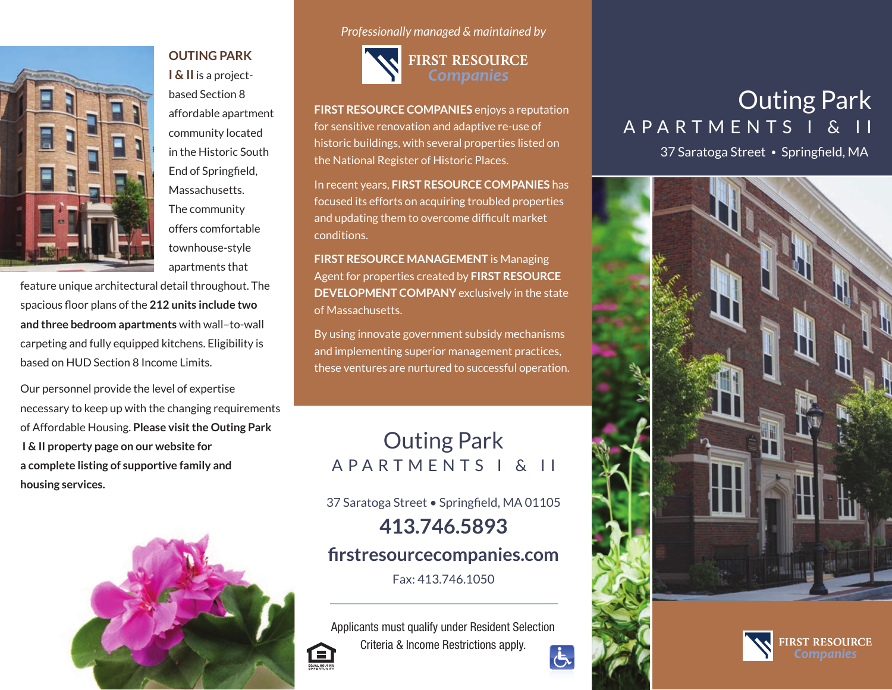**OUTING PARK I & II** is a project-based Section 8 affordable apartment community located in the Historic South End of Springfield, Massachusetts. The community offers comfortable townhouse-style apartments that feature unique architectural detail throughout. The spacious floor plans of the **212 units include two and three bedroom apartments** with wall–to-wall carpeting and fully equipped kitchens. Eligibility is based on HUD Section 8 Income Limits.

Our personnel provide the level of expertise necessary to keep up with the changing requirements of Affordable Housing. **Please visit the Outing Park I & II property page on our website for a complete listing of supportive family and housing services.**

*Professionally managed & maintained by*

FIRST RESOURCE *Companies*

**FIRST RESOURCE COMPANIES** enjoys a reputation for sensitive renovation and adaptive re-use of historic buildings, with several properties listed on the National Register of Historic Places.

In recent years, **FIRST RESOURCE COMPANIES** has focused its efforts on acquiring troubled properties and updating them to overcome difficult market conditions.

**FIRST RESOURCE MANAGEMENT** is Managing Agent for properties created by **FIRST RESOURCE DEVELOPMENT COMPANY** exclusively in the state of Massachusetts.

By using innovate government subsidy mechanisms and implementing superior management practices, these ventures are nurtured to successful operation.

## Outing Park
### APARTMENTS I & II

37 Saratoga Street • Springfield, MA 01105

**413.746.5893**

**firstresourcecompanies.com**

Fax: 413.746.1050

Applicants must qualify under Resident Selection Criteria & Income Restrictions apply.

EQUAL HOUSING OPPORTUNITY

# Outing Park
## APARTMENTS I & II

37 Saratoga Street • Springfield, MA

FIRST RESOURCE *Companies*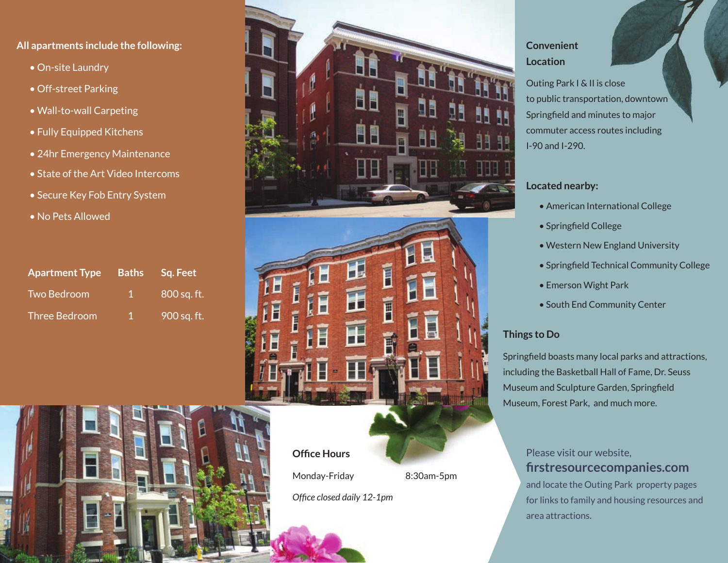**All apartments include the following:**

- On-site Laundry
- Off-street Parking
- Wall-to-wall Carpeting
- Fully Equipped Kitchens
- 24hr Emergency Maintenance
- State of the Art Video Intercoms
- Secure Key Fob Entry System
- No Pets Allowed

| Apartment Type | Baths | Sq. Feet |
|---|---|---|
| Two Bedroom | 1 | 800 sq. ft. |
| Three Bedroom | 1 | 900 sq. ft. |

**Office Hours**

Monday-Friday 8:30am-5pm

*Office closed daily 12-1pm*

## Convenient Location

Outing Park I & II is close to public transportation, downtown Springfield and minutes to major commuter access routes including I-90 and I-290.

**Located nearby:**

- American International College
- Springfield College
- Western New England University
- Springfield Technical Community College
- Emerson Wight Park
- South End Community Center

## Things to Do

Springfield boasts many local parks and attractions, including the Basketball Hall of Fame, Dr. Seuss Museum and Sculpture Garden, Springfield Museum, Forest Park, and much more.

Please visit our website,
**firstresourcecompanies.com**
and locate the Outing Park property pages for links to family and housing resources and area attractions.